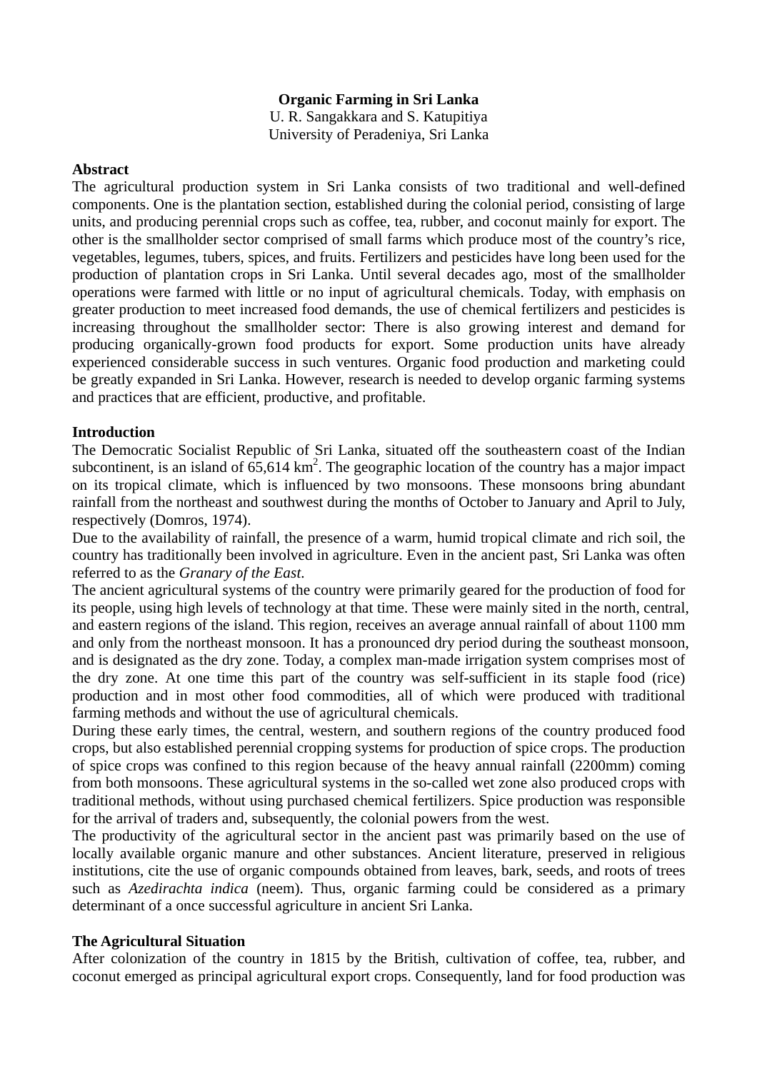# Organic Farming in Sri Lanka

U. R. Sangakkara and S. Katupitiya
University of Peradeniya, Sri Lanka

## Abstract

The agricultural production system in Sri Lanka consists of two traditional and well-defined components. One is the plantation section, established during the colonial period, consisting of large units, and producing perennial crops such as coffee, tea, rubber, and coconut mainly for export. The other is the smallholder sector comprised of small farms which produce most of the country's rice, vegetables, legumes, tubers, spices, and fruits. Fertilizers and pesticides have long been used for the production of plantation crops in Sri Lanka. Until several decades ago, most of the smallholder operations were farmed with little or no input of agricultural chemicals. Today, with emphasis on greater production to meet increased food demands, the use of chemical fertilizers and pesticides is increasing throughout the smallholder sector: There is also growing interest and demand for producing organically-grown food products for export. Some production units have already experienced considerable success in such ventures. Organic food production and marketing could be greatly expanded in Sri Lanka. However, research is needed to develop organic farming systems and practices that are efficient, productive, and profitable.

## Introduction

The Democratic Socialist Republic of Sri Lanka, situated off the southeastern coast of the Indian subcontinent, is an island of 65,614 $km^2$. The geographic location of the country has a major impact on its tropical climate, which is influenced by two monsoons. These monsoons bring abundant rainfall from the northeast and southwest during the months of October to January and April to July, respectively (Domros, 1974).

Due to the availability of rainfall, the presence of a warm, humid tropical climate and rich soil, the country has traditionally been involved in agriculture. Even in the ancient past, Sri Lanka was often referred to as the *Granary of the East*.

The ancient agricultural systems of the country were primarily geared for the production of food for its people, using high levels of technology at that time. These were mainly sited in the north, central, and eastern regions of the island. This region, receives an average annual rainfall of about 1100 mm and only from the northeast monsoon. It has a pronounced dry period during the southeast monsoon, and is designated as the dry zone. Today, a complex man-made irrigation system comprises most of the dry zone. At one time this part of the country was self-sufficient in its staple food (rice) production and in most other food commodities, all of which were produced with traditional farming methods and without the use of agricultural chemicals.

During these early times, the central, western, and southern regions of the country produced food crops, but also established perennial cropping systems for production of spice crops. The production of spice crops was confined to this region because of the heavy annual rainfall (2200mm) coming from both monsoons. These agricultural systems in the so-called wet zone also produced crops with traditional methods, without using purchased chemical fertilizers. Spice production was responsible for the arrival of traders and, subsequently, the colonial powers from the west.

The productivity of the agricultural sector in the ancient past was primarily based on the use of locally available organic manure and other substances. Ancient literature, preserved in religious institutions, cite the use of organic compounds obtained from leaves, bark, seeds, and roots of trees such as *Azedirachta indica* (neem). Thus, organic farming could be considered as a primary determinant of a once successful agriculture in ancient Sri Lanka.

## The Agricultural Situation

After colonization of the country in 1815 by the British, cultivation of coffee, tea, rubber, and coconut emerged as principal agricultural export crops. Consequently, land for food production was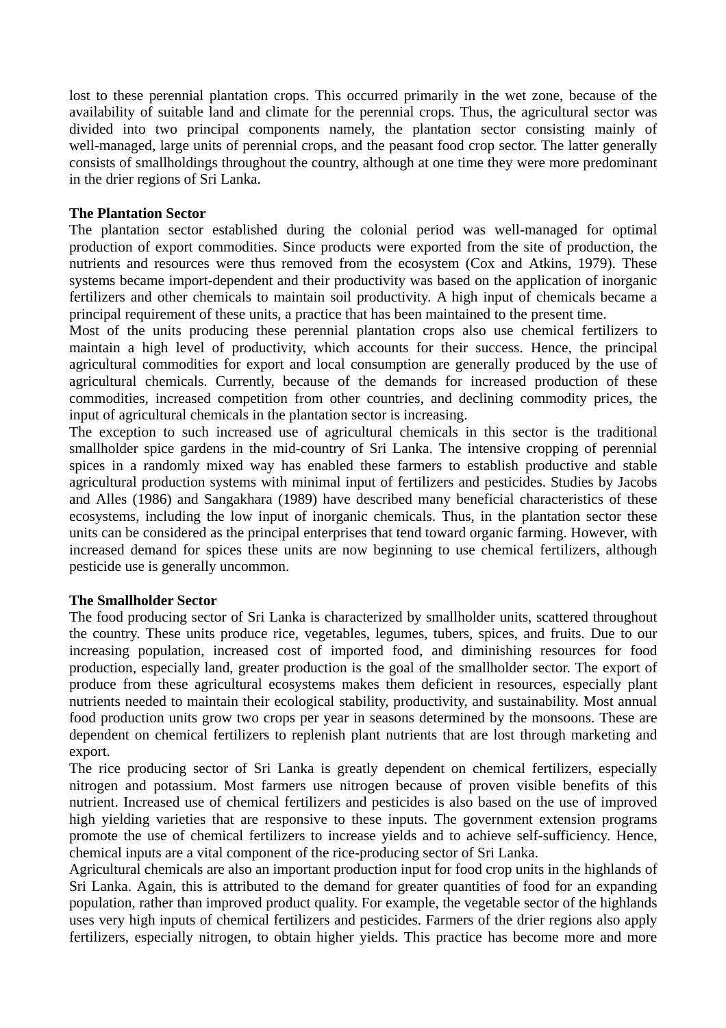lost to these perennial plantation crops. This occurred primarily in the wet zone, because of the availability of suitable land and climate for the perennial crops. Thus, the agricultural sector was divided into two principal components namely, the plantation sector consisting mainly of well-managed, large units of perennial crops, and the peasant food crop sector. The latter generally consists of smallholdings throughout the country, although at one time they were more predominant in the drier regions of Sri Lanka.

**The Plantation Sector**

The plantation sector established during the colonial period was well-managed for optimal production of export commodities. Since products were exported from the site of production, the nutrients and resources were thus removed from the ecosystem (Cox and Atkins, 1979). These systems became import-dependent and their productivity was based on the application of inorganic fertilizers and other chemicals to maintain soil productivity. A high input of chemicals became a principal requirement of these units, a practice that has been maintained to the present time.

Most of the units producing these perennial plantation crops also use chemical fertilizers to maintain a high level of productivity, which accounts for their success. Hence, the principal agricultural commodities for export and local consumption are generally produced by the use of agricultural chemicals. Currently, because of the demands for increased production of these commodities, increased competition from other countries, and declining commodity prices, the input of agricultural chemicals in the plantation sector is increasing.

The exception to such increased use of agricultural chemicals in this sector is the traditional smallholder spice gardens in the mid-country of Sri Lanka. The intensive cropping of perennial spices in a randomly mixed way has enabled these farmers to establish productive and stable agricultural production systems with minimal input of fertilizers and pesticides. Studies by Jacobs and Alles (1986) and Sangakhara (1989) have described many beneficial characteristics of these ecosystems, including the low input of inorganic chemicals. Thus, in the plantation sector these units can be considered as the principal enterprises that tend toward organic farming. However, with increased demand for spices these units are now beginning to use chemical fertilizers, although pesticide use is generally uncommon.

**The Smallholder Sector**

The food producing sector of Sri Lanka is characterized by smallholder units, scattered throughout the country. These units produce rice, vegetables, legumes, tubers, spices, and fruits. Due to our increasing population, increased cost of imported food, and diminishing resources for food production, especially land, greater production is the goal of the smallholder sector. The export of produce from these agricultural ecosystems makes them deficient in resources, especially plant nutrients needed to maintain their ecological stability, productivity, and sustainability. Most annual food production units grow two crops per year in seasons determined by the monsoons. These are dependent on chemical fertilizers to replenish plant nutrients that are lost through marketing and export.

The rice producing sector of Sri Lanka is greatly dependent on chemical fertilizers, especially nitrogen and potassium. Most farmers use nitrogen because of proven visible benefits of this nutrient. Increased use of chemical fertilizers and pesticides is also based on the use of improved high yielding varieties that are responsive to these inputs. The government extension programs promote the use of chemical fertilizers to increase yields and to achieve self-sufficiency. Hence, chemical inputs are a vital component of the rice-producing sector of Sri Lanka.

Agricultural chemicals are also an important production input for food crop units in the highlands of Sri Lanka. Again, this is attributed to the demand for greater quantities of food for an expanding population, rather than improved product quality. For example, the vegetable sector of the highlands uses very high inputs of chemical fertilizers and pesticides. Farmers of the drier regions also apply fertilizers, especially nitrogen, to obtain higher yields. This practice has become more and more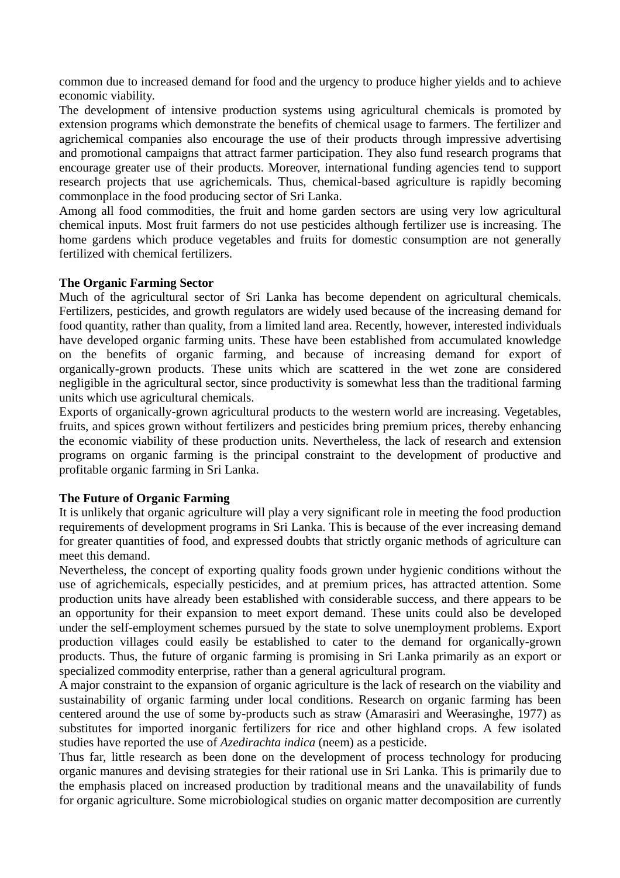common due to increased demand for food and the urgency to produce higher yields and to achieve economic viability.

The development of intensive production systems using agricultural chemicals is promoted by extension programs which demonstrate the benefits of chemical usage to farmers. The fertilizer and agrichemical companies also encourage the use of their products through impressive advertising and promotional campaigns that attract farmer participation. They also fund research programs that encourage greater use of their products. Moreover, international funding agencies tend to support research projects that use agrichemicals. Thus, chemical-based agriculture is rapidly becoming commonplace in the food producing sector of Sri Lanka.

Among all food commodities, the fruit and home garden sectors are using very low agricultural chemical inputs. Most fruit farmers do not use pesticides although fertilizer use is increasing. The home gardens which produce vegetables and fruits for domestic consumption are not generally fertilized with chemical fertilizers.

**The Organic Farming Sector**

Much of the agricultural sector of Sri Lanka has become dependent on agricultural chemicals. Fertilizers, pesticides, and growth regulators are widely used because of the increasing demand for food quantity, rather than quality, from a limited land area. Recently, however, interested individuals have developed organic farming units. These have been established from accumulated knowledge on the benefits of organic farming, and because of increasing demand for export of organically-grown products. These units which are scattered in the wet zone are considered negligible in the agricultural sector, since productivity is somewhat less than the traditional farming units which use agricultural chemicals.

Exports of organically-grown agricultural products to the western world are increasing. Vegetables, fruits, and spices grown without fertilizers and pesticides bring premium prices, thereby enhancing the economic viability of these production units. Nevertheless, the lack of research and extension programs on organic farming is the principal constraint to the development of productive and profitable organic farming in Sri Lanka.

**The Future of Organic Farming**

It is unlikely that organic agriculture will play a very significant role in meeting the food production requirements of development programs in Sri Lanka. This is because of the ever increasing demand for greater quantities of food, and expressed doubts that strictly organic methods of agriculture can meet this demand.

Nevertheless, the concept of exporting quality foods grown under hygienic conditions without the use of agrichemicals, especially pesticides, and at premium prices, has attracted attention. Some production units have already been established with considerable success, and there appears to be an opportunity for their expansion to meet export demand. These units could also be developed under the self-employment schemes pursued by the state to solve unemployment problems. Export production villages could easily be established to cater to the demand for organically-grown products. Thus, the future of organic farming is promising in Sri Lanka primarily as an export or specialized commodity enterprise, rather than a general agricultural program.

A major constraint to the expansion of organic agriculture is the lack of research on the viability and sustainability of organic farming under local conditions. Research on organic farming has been centered around the use of some by-products such as straw (Amarasiri and Weerasinghe, 1977) as substitutes for imported inorganic fertilizers for rice and other highland crops. A few isolated studies have reported the use of *Azedirachta indica* (neem) as a pesticide.

Thus far, little research as been done on the development of process technology for producing organic manures and devising strategies for their rational use in Sri Lanka. This is primarily due to the emphasis placed on increased production by traditional means and the unavailability of funds for organic agriculture. Some microbiological studies on organic matter decomposition are currently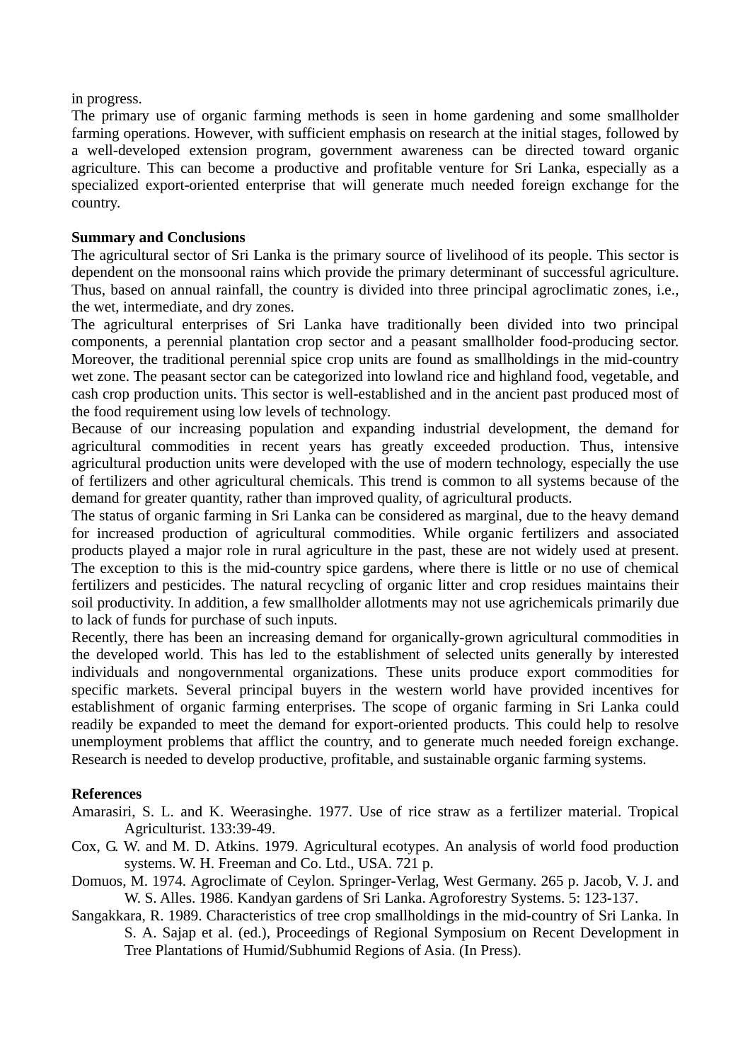in progress.

The primary use of organic farming methods is seen in home gardening and some smallholder farming operations. However, with sufficient emphasis on research at the initial stages, followed by a well-developed extension program, government awareness can be directed toward organic agriculture. This can become a productive and profitable venture for Sri Lanka, especially as a specialized export-oriented enterprise that will generate much needed foreign exchange for the country.

**Summary and Conclusions**

The agricultural sector of Sri Lanka is the primary source of livelihood of its people. This sector is dependent on the monsoonal rains which provide the primary determinant of successful agriculture. Thus, based on annual rainfall, the country is divided into three principal agroclimatic zones, i.e., the wet, intermediate, and dry zones.

The agricultural enterprises of Sri Lanka have traditionally been divided into two principal components, a perennial plantation crop sector and a peasant smallholder food-producing sector. Moreover, the traditional perennial spice crop units are found as smallholdings in the mid-country wet zone. The peasant sector can be categorized into lowland rice and highland food, vegetable, and cash crop production units. This sector is well-established and in the ancient past produced most of the food requirement using low levels of technology.

Because of our increasing population and expanding industrial development, the demand for agricultural commodities in recent years has greatly exceeded production. Thus, intensive agricultural production units were developed with the use of modern technology, especially the use of fertilizers and other agricultural chemicals. This trend is common to all systems because of the demand for greater quantity, rather than improved quality, of agricultural products.

The status of organic farming in Sri Lanka can be considered as marginal, due to the heavy demand for increased production of agricultural commodities. While organic fertilizers and associated products played a major role in rural agriculture in the past, these are not widely used at present. The exception to this is the mid-country spice gardens, where there is little or no use of chemical fertilizers and pesticides. The natural recycling of organic litter and crop residues maintains their soil productivity. In addition, a few smallholder allotments may not use agrichemicals primarily due to lack of funds for purchase of such inputs.

Recently, there has been an increasing demand for organically-grown agricultural commodities in the developed world. This has led to the establishment of selected units generally by interested individuals and nongovernmental organizations. These units produce export commodities for specific markets. Several principal buyers in the western world have provided incentives for establishment of organic farming enterprises. The scope of organic farming in Sri Lanka could readily be expanded to meet the demand for export-oriented products. This could help to resolve unemployment problems that afflict the country, and to generate much needed foreign exchange. Research is needed to develop productive, profitable, and sustainable organic farming systems.

**References**

Amarasiri, S. L. and K. Weerasinghe. 1977. Use of rice straw as a fertilizer material. Tropical Agriculturist. 133:39-49.

Cox, G. W. and M. D. Atkins. 1979. Agricultural ecotypes. An analysis of world food production systems. W. H. Freeman and Co. Ltd., USA. 721 p.

Domuos, M. 1974. Agroclimate of Ceylon. Springer-Verlag, West Germany. 265 p. Jacob, V. J. and W. S. Alles. 1986. Kandyan gardens of Sri Lanka. Agroforestry Systems. 5: 123-137.

Sangakkara, R. 1989. Characteristics of tree crop smallholdings in the mid-country of Sri Lanka. In S. A. Sajap et al. (ed.), Proceedings of Regional Symposium on Recent Development in Tree Plantations of Humid/Subhumid Regions of Asia. (In Press).